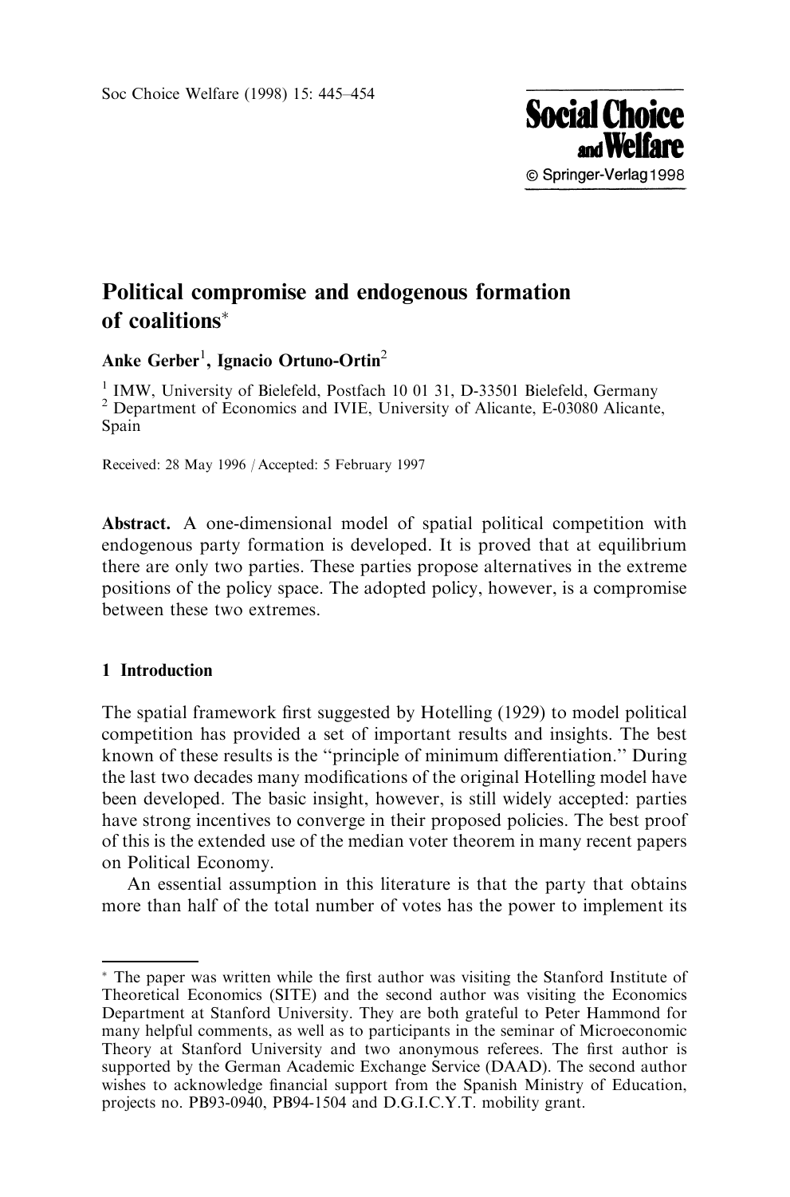# Political compromise and endogenous formation of coalitions*

**Anke Gerber[1], Ignacio Ortuno-Ortin[2]**

[1] IMW, University of Bielefeld, Postfach 10 01 31, D-33501 Bielefeld, Germany
[2] Department of Economics and IVIE, University of Alicante, E-03080 Alicante, Spain

Received: 28 May 1996 / Accepted: 5 February 1997

**Abstract.** A one-dimensional model of spatial political competition with endogenous party formation is developed. It is proved that at equilibrium there are only two parties. These parties propose alternatives in the extreme positions of the policy space. The adopted policy, however, is a compromise between these two extremes.

## 1 Introduction

The spatial framework first suggested by Hotelling (1929) to model political competition has provided a set of important results and insights. The best known of these results is the "principle of minimum differentiation." During the last two decades many modifications of the original Hotelling model have been developed. The basic insight, however, is still widely accepted: parties have strong incentives to converge in their proposed policies. The best proof of this is the extended use of the median voter theorem in many recent papers on Political Economy.

An essential assumption in this literature is that the party that obtains more than half of the total number of votes has the power to implement its

---

* The paper was written while the first author was visiting the Stanford Institute of Theoretical Economics (SITE) and the second author was visiting the Economics Department at Stanford University. They are both grateful to Peter Hammond for many helpful comments, as well as to participants in the seminar of Microeconomic Theory at Stanford University and two anonymous referees. The first author is supported by the German Academic Exchange Service (DAAD). The second author wishes to acknowledge financial support from the Spanish Ministry of Education, projects no. PB93-0940, PB94-1504 and D.G.I.C.Y.T. mobility grant.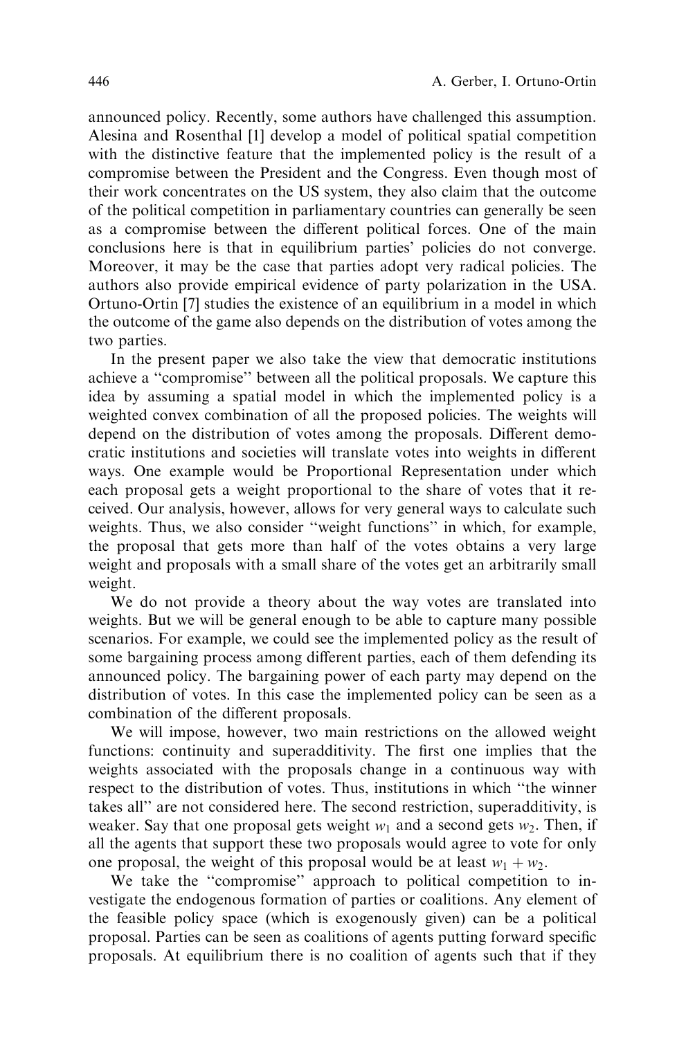announced policy. Recently, some authors have challenged this assumption. Alesina and Rosenthal [1] develop a model of political spatial competition with the distinctive feature that the implemented policy is the result of a compromise between the President and the Congress. Even though most of their work concentrates on the US system, they also claim that the outcome of the political competition in parliamentary countries can generally be seen as a compromise between the different political forces. One of the main conclusions here is that in equilibrium parties' policies do not converge. Moreover, it may be the case that parties adopt very radical policies. The authors also provide empirical evidence of party polarization in the USA. Ortuno-Ortin [7] studies the existence of an equilibrium in a model in which the outcome of the game also depends on the distribution of votes among the two parties.

In the present paper we also take the view that democratic institutions achieve a "compromise" between all the political proposals. We capture this idea by assuming a spatial model in which the implemented policy is a weighted convex combination of all the proposed policies. The weights will depend on the distribution of votes among the proposals. Different democratic institutions and societies will translate votes into weights in different ways. One example would be Proportional Representation under which each proposal gets a weight proportional to the share of votes that it received. Our analysis, however, allows for very general ways to calculate such weights. Thus, we also consider "weight functions" in which, for example, the proposal that gets more than half of the votes obtains a very large weight and proposals with a small share of the votes get an arbitrarily small weight.

We do not provide a theory about the way votes are translated into weights. But we will be general enough to be able to capture many possible scenarios. For example, we could see the implemented policy as the result of some bargaining process among different parties, each of them defending its announced policy. The bargaining power of each party may depend on the distribution of votes. In this case the implemented policy can be seen as a combination of the different proposals.

We will impose, however, two main restrictions on the allowed weight functions: continuity and superadditivity. The first one implies that the weights associated with the proposals change in a continuous way with respect to the distribution of votes. Thus, institutions in which "the winner takes all" are not considered here. The second restriction, superadditivity, is weaker. Say that one proposal gets weight $w_1$ and a second gets $w_2$. Then, if all the agents that support these two proposals would agree to vote for only one proposal, the weight of this proposal would be at least $w_1 + w_2$.

We take the "compromise" approach to political competition to investigate the endogenous formation of parties or coalitions. Any element of the feasible policy space (which is exogenously given) can be a political proposal. Parties can be seen as coalitions of agents putting forward specific proposals. At equilibrium there is no coalition of agents such that if they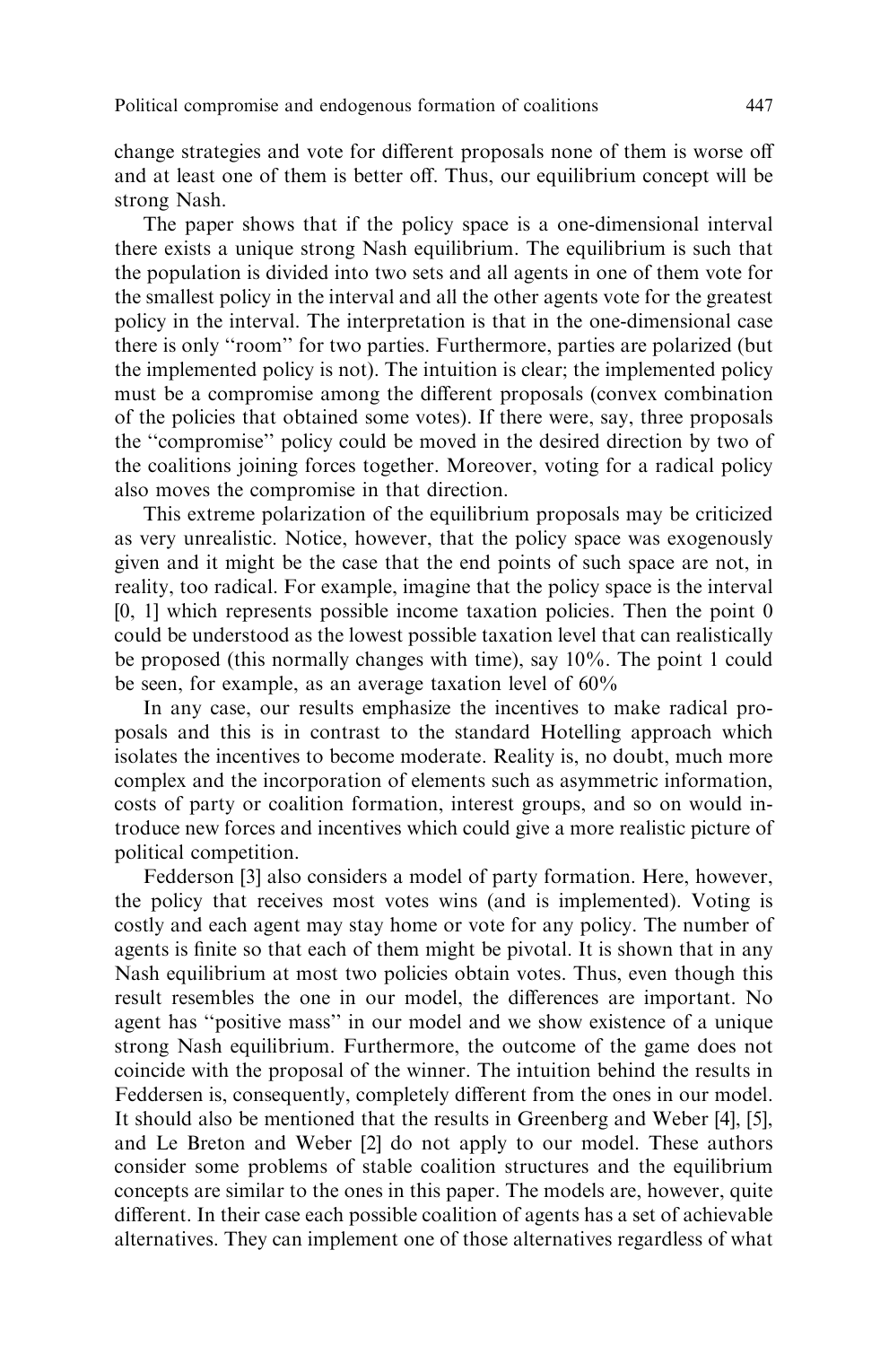change strategies and vote for different proposals none of them is worse off and at least one of them is better off. Thus, our equilibrium concept will be strong Nash.

The paper shows that if the policy space is a one-dimensional interval there exists a unique strong Nash equilibrium. The equilibrium is such that the population is divided into two sets and all agents in one of them vote for the smallest policy in the interval and all the other agents vote for the greatest policy in the interval. The interpretation is that in the one-dimensional case there is only "room" for two parties. Furthermore, parties are polarized (but the implemented policy is not). The intuition is clear; the implemented policy must be a compromise among the different proposals (convex combination of the policies that obtained some votes). If there were, say, three proposals the "compromise" policy could be moved in the desired direction by two of the coalitions joining forces together. Moreover, voting for a radical policy also moves the compromise in that direction.

This extreme polarization of the equilibrium proposals may be criticized as very unrealistic. Notice, however, that the policy space was exogenously given and it might be the case that the end points of such space are not, in reality, too radical. For example, imagine that the policy space is the interval [0, 1] which represents possible income taxation policies. Then the point 0 could be understood as the lowest possible taxation level that can realistically be proposed (this normally changes with time), say 10%. The point 1 could be seen, for example, as an average taxation level of 60%

In any case, our results emphasize the incentives to make radical proposals and this is in contrast to the standard Hotelling approach which isolates the incentives to become moderate. Reality is, no doubt, much more complex and the incorporation of elements such as asymmetric information, costs of party or coalition formation, interest groups, and so on would introduce new forces and incentives which could give a more realistic picture of political competition.

Fedderson [3] also considers a model of party formation. Here, however, the policy that receives most votes wins (and is implemented). Voting is costly and each agent may stay home or vote for any policy. The number of agents is finite so that each of them might be pivotal. It is shown that in any Nash equilibrium at most two policies obtain votes. Thus, even though this result resembles the one in our model, the differences are important. No agent has "positive mass" in our model and we show existence of a unique strong Nash equilibrium. Furthermore, the outcome of the game does not coincide with the proposal of the winner. The intuition behind the results in Feddersen is, consequently, completely different from the ones in our model. It should also be mentioned that the results in Greenberg and Weber [4], [5], and Le Breton and Weber [2] do not apply to our model. These authors consider some problems of stable coalition structures and the equilibrium concepts are similar to the ones in this paper. The models are, however, quite different. In their case each possible coalition of agents has a set of achievable alternatives. They can implement one of those alternatives regardless of what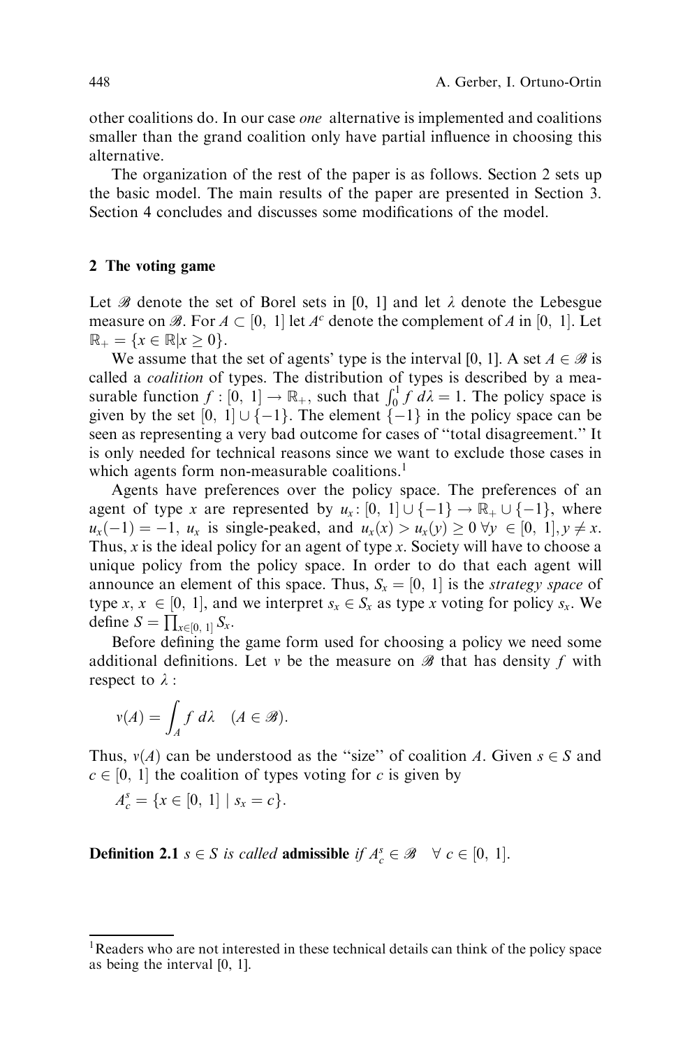other coalitions do. In our case *one* alternative is implemented and coalitions smaller than the grand coalition only have partial influence in choosing this alternative.

The organization of the rest of the paper is as follows. Section 2 sets up the basic model. The main results of the paper are presented in Section 3. Section 4 concludes and discusses some modifications of the model.

## 2 The voting game

Let $\mathscr{B}$ denote the set of Borel sets in $[0, 1]$ and let $\lambda$ denote the Lebesgue measure on $\mathscr{B}$. For $A \subset [0, 1]$ let $A^c$ denote the complement of $A$ in $[0, 1]$. Let $\mathbb{R}_+ = \{x \in \mathbb{R} | x \geq 0\}$.

We assume that the set of agents' type is the interval $[0, 1]$. A set $A \in \mathscr{B}$ is called a *coalition* of types. The distribution of types is described by a measurable function $f : [0, 1] \to \mathbb{R}_+$, such that $\int_0^1 f \, d\lambda = 1$. The policy space is given by the set $[0, 1] \cup \{-1\}$. The element $\{-1\}$ in the policy space can be seen as representing a very bad outcome for cases of "total disagreement." It is only needed for technical reasons since we want to exclude those cases in which agents form non-measurable coalitions.[1]

Agents have preferences over the policy space. The preferences of an agent of type $x$ are represented by $u_x : [0, 1] \cup \{-1\} \to \mathbb{R}_+ \cup \{-1\}$, where $u_x(-1) = -1$, $u_x$ is single-peaked, and $u_x(x) > u_x(y) \geq 0 \; \forall y \in [0, 1], y \neq x$. Thus, $x$ is the ideal policy for an agent of type $x$. Society will have to choose a unique policy from the policy space. In order to do that each agent will announce an element of this space. Thus, $S_x = [0, 1]$ is the *strategy space* of type $x$, $x \in [0, 1]$, and we interpret $s_x \in S_x$ as type $x$ voting for policy $s_x$. We define $S = \prod_{x \in [0,1]} S_x$.

Before defining the game form used for choosing a policy we need some additional definitions. Let $v$ be the measure on $\mathscr{B}$ that has density $f$ with respect to $\lambda$ :

$$v(A) = \int_A f \, d\lambda \quad (A \in \mathscr{B}).$$

Thus, $v(A)$ can be understood as the "size" of coalition $A$. Given $s \in S$ and $c \in [0, 1]$ the coalition of types voting for $c$ is given by

$$A_c^s = \{x \in [0, 1] \mid s_x = c\}.$$

**Definition 2.1** *$s \in S$ is called* **admissible** *if $A_c^s \in \mathscr{B} \quad \forall \; c \in [0, 1]$.*

---

[1] Readers who are not interested in these technical details can think of the policy space as being the interval $[0, 1]$.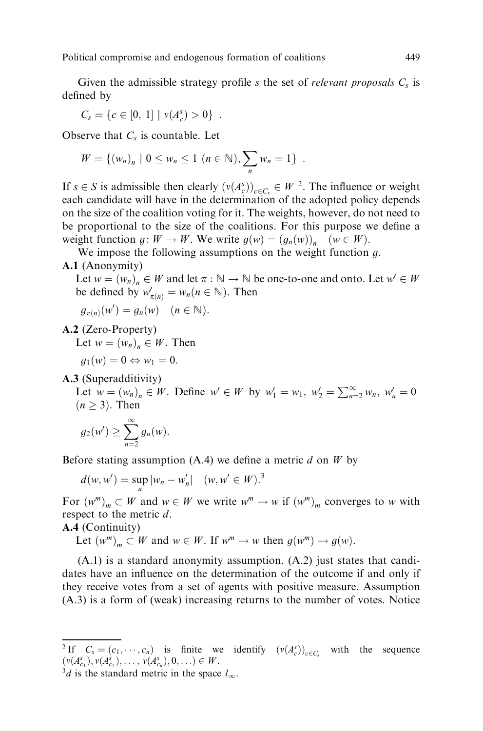Given the admissible strategy profile $s$ the set of *relevant proposals* $C_s$ is defined by

$$C_s = \{c \in [0, 1] \mid v(A_c^s) > 0\} \ .$$

Observe that $C_s$ is countable. Let

$$W = \{(w_n)_n \mid 0 \leq w_n \leq 1 \ (n \in \mathbb{N}), \sum_n w_n = 1\} \ .$$

If $s \in S$ is admissible then clearly $(v(A_c^s))_{c \in C_s} \in W$ [2]. The influence or weight each candidate will have in the determination of the adopted policy depends on the size of the coalition voting for it. The weights, however, do not need to be proportional to the size of the coalitions. For this purpose we define a weight function $g \colon W \to W$. We write $g(w) = (g_n(w))_n \quad (w \in W)$.

We impose the following assumptions on the weight function $g$.

**A.1** (Anonymity)
Let $w = (w_n)_n \in W$ and let $\pi : \mathbb{N} \to \mathbb{N}$ be one-to-one and onto. Let $w' \in W$ be defined by $w'_{\pi(n)} = w_n (n \in \mathbb{N})$. Then

$$g_{\pi(n)}(w') = g_n(w) \quad (n \in \mathbb{N}).$$

**A.2** (Zero-Property)
Let $w = (w_n)_n \in W$. Then

$$g_1(w) = 0 \Leftrightarrow w_1 = 0.$$

**A.3** (Superadditivity)
Let $w = (w_n)_n \in W$. Define $w' \in W$ by $w'_1 = w_1, \ w'_2 = \sum_{n=2}^{\infty} w_n, \ w'_n = 0$ $(n \geq 3)$. Then

$$g_2(w') \geq \sum_{n=2}^{\infty} g_n(w).$$

Before stating assumption (A.4) we define a metric $d$ on $W$ by

$$d(w, w') = \sup_n |w_n - w'_n| \quad (w, w' \in W).$$ [3]

For $(w^m)_m \subset W$ and $w \in W$ we write $w^m \to w$ if $(w^m)_m$ converges to $w$ with respect to the metric $d$.

**A.4** (Continuity)
Let $(w^m)_m \subset W$ and $w \in W$. If $w^m \to w$ then $g(w^m) \to g(w)$.

(A.1) is a standard anonymity assumption. (A.2) just states that candidates have an influence on the determination of the outcome if and only if they receive votes from a set of agents with positive measure. Assumption (A.3) is a form of (weak) increasing returns to the number of votes. Notice

---

[2] If $C_s = (c_1, \cdots, c_n)$ is finite we identify $(v(A_c^s))_{c \in C_s}$ with the sequence $(v(A_{c_1}^s), v(A_{c_2}^s), \ldots, v(A_{c_n}^s), 0, \ldots) \in W$.

[3] $d$ is the standard metric in the space $l_\infty$.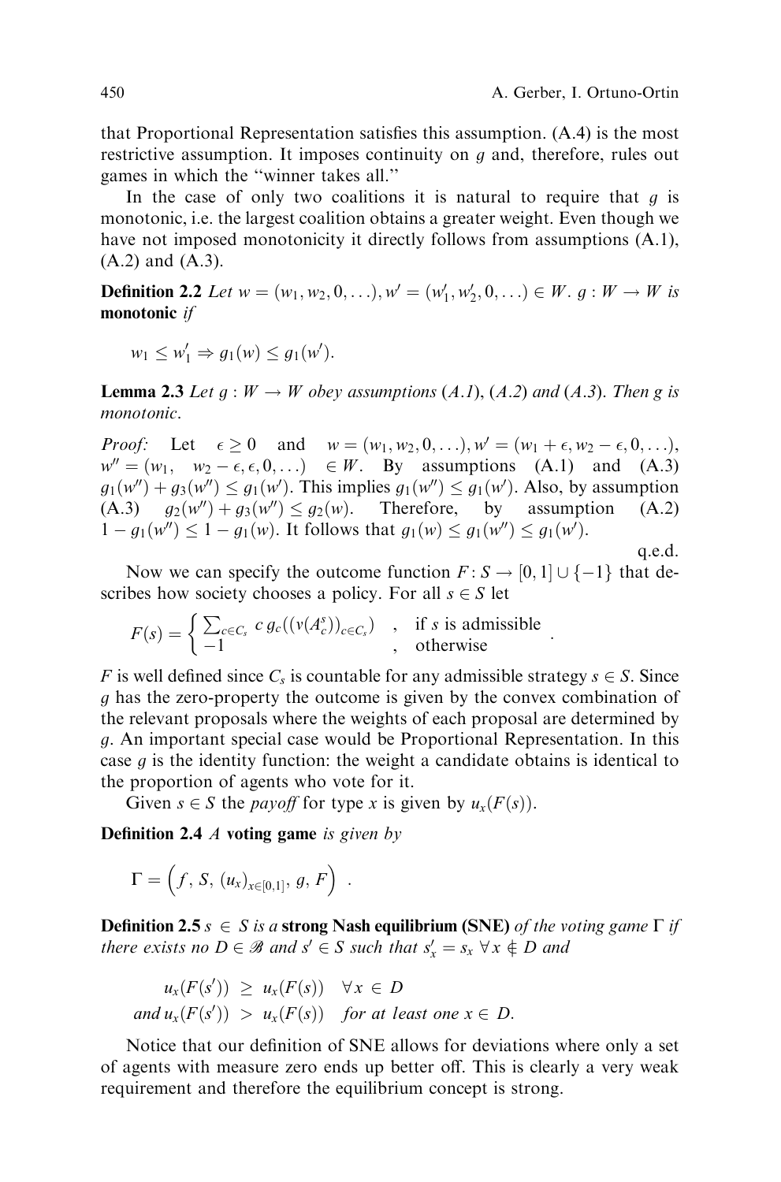that Proportional Representation satisfies this assumption. (A.4) is the most restrictive assumption. It imposes continuity on $g$ and, therefore, rules out games in which the "winner takes all."

In the case of only two coalitions it is natural to require that $g$ is monotonic, i.e. the largest coalition obtains a greater weight. Even though we have not imposed monotonicity it directly follows from assumptions (A.1), (A.2) and (A.3).

**Definition 2.2** *Let* $w = (w_1, w_2, 0, \ldots), w' = (w'_1, w'_2, 0, \ldots) \in W$. $g : W \to W$ *is* **monotonic** *if*

$$w_1 \le w'_1 \Rightarrow g_1(w) \le g_1(w').$$

**Lemma 2.3** *Let* $g : W \to W$ *obey assumptions (A.1), (A.2) and (A.3). Then g is monotonic.*

*Proof:* Let $\epsilon \geq 0$ and $w = (w_1, w_2, 0, \ldots), w' = (w_1 + \epsilon, w_2 - \epsilon, 0, \ldots)$, $w'' = (w_1, \ w_2 - \epsilon, \epsilon, 0, \ldots) \in W$. By assumptions (A.1) and (A.3) $g_1(w'') + g_3(w'') \le g_1(w')$. This implies $g_1(w'') \le g_1(w')$. Also, by assumption (A.3) $g_2(w'') + g_3(w'') \le g_2(w)$. Therefore, by assumption (A.2) $1 - g_1(w'') \le 1 - g_1(w)$. It follows that $g_1(w) \le g_1(w'') \le g_1(w')$.

q.e.d.

Now we can specify the outcome function $F : S \to [0, 1] \cup \{-1\}$ that describes how society chooses a policy. For all $s \in S$ let

$$F(s) = \begin{cases} \sum_{c \in C_s} c \, g_c((v(A^s_c))_{c \in C_s}) & , \quad \text{if } s \text{ is admissible} \\ -1 & , \quad \text{otherwise} \end{cases} .$$

$F$ is well defined since $C_s$ is countable for any admissible strategy $s \in S$. Since $g$ has the zero-property the outcome is given by the convex combination of the relevant proposals where the weights of each proposal are determined by $g$. An important special case would be Proportional Representation. In this case $g$ is the identity function: the weight a candidate obtains is identical to the proportion of agents who vote for it.

Given $s \in S$ the *payoff* for type $x$ is given by $u_x(F(s))$.

**Definition 2.4** *A* **voting game** *is given by*

$$\Gamma = \Big( f, \, S, \, (u_x)_{x \in [0,1]}, \, g, \, F \Big) \; .$$

**Definition 2.5** $s \in S$ *is a* **strong Nash equilibrium (SNE)** *of the voting game* $\Gamma$ *if there exists no* $D \in \mathscr{B}$ *and* $s' \in S$ *such that* $s'_x = s_x \; \forall x \notin D$ *and*

$$\begin{aligned} u_x(F(s')) \; &\geq \; u_x(F(s)) \quad \forall \, x \, \in \, D \\ \text{and } u_x(F(s')) \; &> \; u_x(F(s)) \quad \text{for at least one } x \in D. \end{aligned}$$

Notice that our definition of SNE allows for deviations where only a set of agents with measure zero ends up better off. This is clearly a very weak requirement and therefore the equilibrium concept is strong.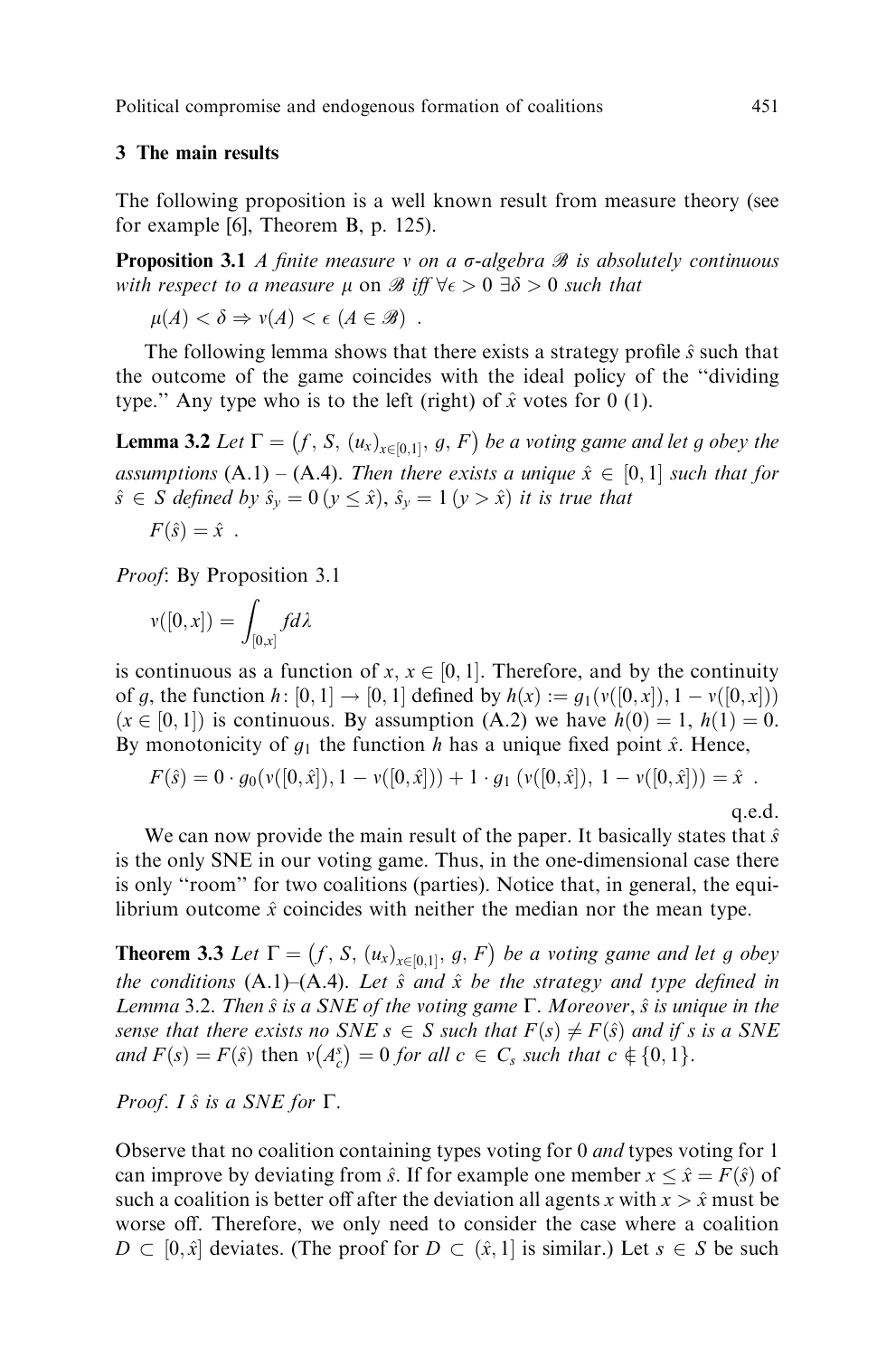## 3 The main results

The following proposition is a well known result from measure theory (see for example [6], Theorem B, p. 125).

**Proposition 3.1** *A finite measure $v$ on a $\sigma$-algebra $\mathscr{B}$ is absolutely continuous with respect to a measure $\mu$ on $\mathscr{B}$ iff $\forall \epsilon > 0\ \exists \delta > 0$ such that*

$$\mu(A) < \delta \Rightarrow v(A) < \epsilon \ (A \in \mathscr{B}) \ .$$

The following lemma shows that there exists a strategy profile $\hat{s}$ such that the outcome of the game coincides with the ideal policy of the "dividing type." Any type who is to the left (right) of $\hat{x}$ votes for 0 (1).

**Lemma 3.2** *Let $\Gamma = \left(f,\, S,\, (u_x)_{x\in[0,1]},\, g,\, F\right)$ be a voting game and let $g$ obey the assumptions* (A.1) – (A.4). *Then there exists a unique $\hat{x} \in [0,1]$ such that for $\hat{s} \in S$ defined by $\hat{s}_y = 0\,(y \le \hat{x})$, $\hat{s}_y = 1\,(y > \hat{x})$ it is true that*

$$F(\hat{s}) = \hat{x} \ .$$

*Proof*: By Proposition 3.1

$$v([0,x]) = \int_{[0,x]} f d\lambda$$

is continuous as a function of $x$, $x \in [0,1]$. Therefore, and by the continuity of $g$, the function $h\colon [0,1] \to [0,1]$ defined by $h(x) := g_1(v([0,x]), 1 - v([0,x]))$ $(x \in [0,1])$ is continuous. By assumption (A.2) we have $h(0) = 1$, $h(1) = 0$. By monotonicity of $g_1$ the function $h$ has a unique fixed point $\hat{x}$. Hence,

$$F(\hat{s}) = 0 \cdot g_0(v([0,\hat{x}]), 1 - v([0,\hat{x}])) + 1 \cdot g_1\,(v([0,\hat{x}]),\ 1 - v([0,\hat{x}])) = \hat{x} \ .$$

q.e.d.

We can now provide the main result of the paper. It basically states that $\hat{s}$ is the only SNE in our voting game. Thus, in the one-dimensional case there is only "room" for two coalitions (parties). Notice that, in general, the equilibrium outcome $\hat{x}$ coincides with neither the median nor the mean type.

**Theorem 3.3** *Let $\Gamma = \left(f,\, S,\, (u_x)_{x\in[0,1]},\, g,\, F\right)$ be a voting game and let $g$ obey the conditions* (A.1)–(A.4). *Let $\hat{s}$ and $\hat{x}$ be the strategy and type defined in Lemma* 3.2. *Then $\hat{s}$ is a SNE of the voting game $\Gamma$. Moreover, $\hat{s}$ is unique in the sense that there exists no SNE $s \in S$ such that $F(s) \neq F(\hat{s})$ and if $s$ is a SNE and $F(s) = F(\hat{s})$ then $v\left(A_c^s\right) = 0$ for all $c \in C_s$ such that $c \notin \{0,1\}$.*

*Proof. I $\hat{s}$ is a SNE for $\Gamma$.*

Observe that no coalition containing types voting for 0 *and* types voting for 1 can improve by deviating from $\hat{s}$. If for example one member $x \le \hat{x} = F(\hat{s})$ of such a coalition is better off after the deviation all agents $x$ with $x > \hat{x}$ must be worse off. Therefore, we only need to consider the case where a coalition $D \subset [0,\hat{x}]$ deviates. (The proof for $D \subset (\hat{x},1]$ is similar.) Let $s \in S$ be such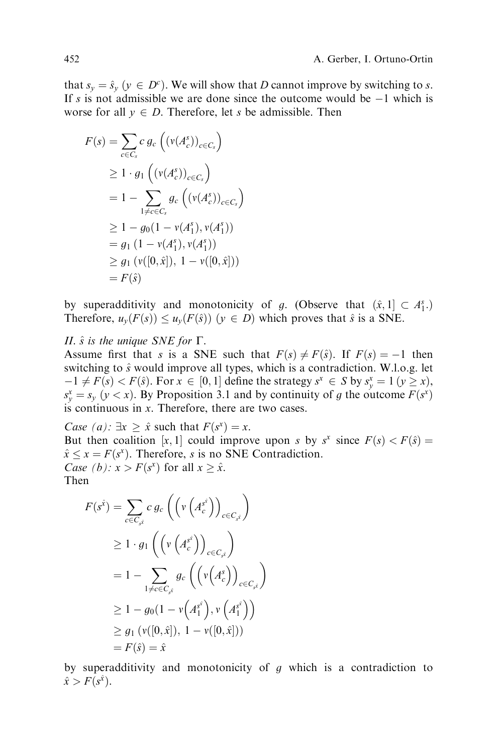that $s_y = \hat{s}_y$ ($y \in D^c$). We will show that $D$ cannot improve by switching to $s$. If $s$ is not admissible we are done since the outcome would be $-1$ which is worse for all $y \in D$. Therefore, let $s$ be admissible. Then

$$
\begin{aligned}
F(s) &= \sum_{c \in C_s} c \, g_c\left( \left(v(A_c^s)\right)_{c \in C_s} \right) \\
&\geq 1 \cdot g_1\left( \left(v(A_c^s)\right)_{c \in C_s} \right) \\
&= 1 - \sum_{1 \neq c \in C_s} g_c\left( \left(v(A_c^s)\right)_{c \in C_s} \right) \\
&\geq 1 - g_0(1 - v(A_1^s), v(A_1^s)) \\
&= g_1\left(1 - v(A_1^s), v(A_1^s)\right) \\
&\geq g_1\left(v([0, \hat{x}]), \, 1 - v([0, \hat{x}])\right) \\
&= F(\hat{s})
\end{aligned}
$$

by superadditivity and monotonicity of $g$. (Observe that $(\hat{x}, 1] \subset A_1^s$.) Therefore, $u_y(F(s)) \leq u_y(F(\hat{s}))$ ($y \in D$) which proves that $\hat{s}$ is a SNE.

*II. $\hat{s}$ is the unique SNE for $\Gamma$.*

Assume first that $s$ is a SNE such that $F(s) \neq F(\hat{s})$. If $F(s) = -1$ then switching to $\hat{s}$ would improve all types, which is a contradiction. W.l.o.g. let $-1 \neq F(s) < F(\hat{s})$. For $x \in [0, 1]$ define the strategy $s^x \in S$ by $s_y^x = 1$ ($y \geq x$), $s_y^x = s_y$ ($y < x$). By Proposition 3.1 and by continuity of $g$ the outcome $F(s^x)$ is continuous in $x$. Therefore, there are two cases.

*Case (a):* $\exists x \geq \hat{x}$ such that $F(s^x) = x$.
But then coalition $[x, 1]$ could improve upon $s$ by $s^x$ since $F(s) < F(\hat{s}) = \hat{x} \leq x = F(s^x)$. Therefore, $s$ is no SNE Contradiction.
*Case (b):* $x > F(s^x)$ for all $x \geq \hat{x}$.
Then

$$
\begin{aligned}
F(s^{\hat{x}}) &= \sum_{c \in C_{s^{\hat{x}}}} c \, g_c\left( \left(v\left(A_c^{s^{\hat{x}}}\right)\right)_{c \in C_{s^{\hat{x}}}} \right) \\
&\geq 1 \cdot g_1\left( \left(v\left(A_c^{s^{\hat{x}}}\right)\right)_{c \in C_{s^{\hat{x}}}} \right) \\
&= 1 - \sum_{1 \neq c \in C_{s^{\hat{x}}}} g_c\left( \left(v\left(A_c^{s}\right)\right)_{c \in C_{s^{\hat{x}}}} \right) \\
&\geq 1 - g_0\left(1 - v\left(A_1^{s^{\hat{x}}}\right), v\left(A_1^{s^{\hat{x}}}\right)\right) \\
&\geq g_1\left(v([0, \hat{x}]), \, 1 - v([0, \hat{x}])\right) \\
&= F(\hat{s}) = \hat{x}
\end{aligned}
$$

by superadditivity and monotonicity of $g$ which is a contradiction to $\hat{x} > F(s^{\hat{x}})$.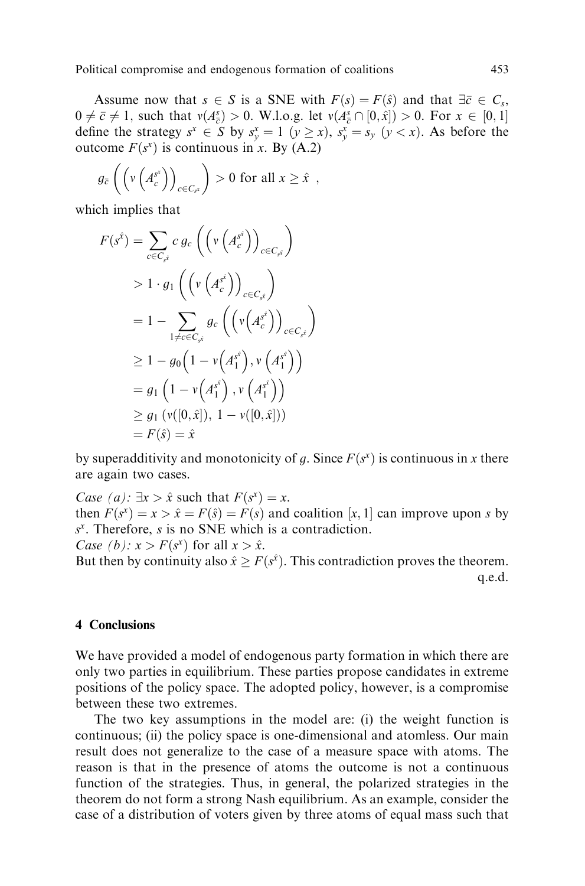Assume now that $s \in S$ is a SNE with $F(s) = F(\hat{s})$ and that $\exists \bar{c} \in C_s$, $0 \neq \bar{c} \neq 1$, such that $v(A^s_{\bar{c}}) > 0$. W.l.o.g. let $v(A^s_{\bar{c}} \cap [0, \hat{x}]) > 0$. For $x \in [0, 1]$ define the strategy $s^x \in S$ by $s^x_y = 1$ $(y \geq x)$, $s^x_y = s_y$ $(y < x)$. As before the outcome $F(s^x)$ is continuous in $x$. By (A.2)

$$g_{\bar{c}}\left(\left(v\left(A^{s^x}_c\right)\right)_{c \in C_{s^x}}\right) > 0 \text{ for all } x \geq \hat{x} \ ,$$

which implies that

$$\begin{aligned}
F(s^{\hat{x}}) &= \sum_{c \in C_{s^{\hat{x}}}} c \, g_c\left(\left(v\left(A^{s^{\hat{x}}}_c\right)\right)_{c \in C_{s^{\hat{x}}}}\right) \\
&> 1 \cdot g_1\left(\left(v\left(A^{s^{\hat{x}}}_c\right)\right)_{c \in C_{s^{\hat{x}}}}\right) \\
&= 1 - \sum_{1 \neq c \in C_{s^{\hat{x}}}} g_c\left(\left(v\left(A^{s^{\hat{x}}}_c\right)\right)_{c \in C_{s^{\hat{x}}}}\right) \\
&\geq 1 - g_0\left(1 - v\left(A^{s^{\hat{x}}}_1\right), v\left(A^{s^{\hat{x}}}_1\right)\right) \\
&= g_1\left(1 - v\left(A^{s^{\hat{x}}}_1\right), v\left(A^{s^{\hat{x}}}_1\right)\right) \\
&\geq g_1\left(v([0, \hat{x}]), \, 1 - v([0, \hat{x}])\right) \\
&= F(\hat{s}) = \hat{x}
\end{aligned}$$

by superadditivity and monotonicity of $g$. Since $F(s^x)$ is continuous in $x$ there are again two cases.

*Case (a):* $\exists x > \hat{x}$ such that $F(s^x) = x$.
then $F(s^x) = x > \hat{x} = F(\hat{s}) = F(s)$ and coalition $[x, 1]$ can improve upon $s$ by $s^x$. Therefore, $s$ is no SNE which is a contradiction.
*Case (b):* $x > F(s^x)$ for all $x > \hat{x}$.
But then by continuity also $\hat{x} \geq F(s^{\hat{x}})$. This contradiction proves the theorem. q.e.d.

## 4 Conclusions

We have provided a model of endogenous party formation in which there are only two parties in equilibrium. These parties propose candidates in extreme positions of the policy space. The adopted policy, however, is a compromise between these two extremes.

The two key assumptions in the model are: (i) the weight function is continuous; (ii) the policy space is one-dimensional and atomless. Our main result does not generalize to the case of a measure space with atoms. The reason is that in the presence of atoms the outcome is not a continuous function of the strategies. Thus, in general, the polarized strategies in the theorem do not form a strong Nash equilibrium. As an example, consider the case of a distribution of voters given by three atoms of equal mass such that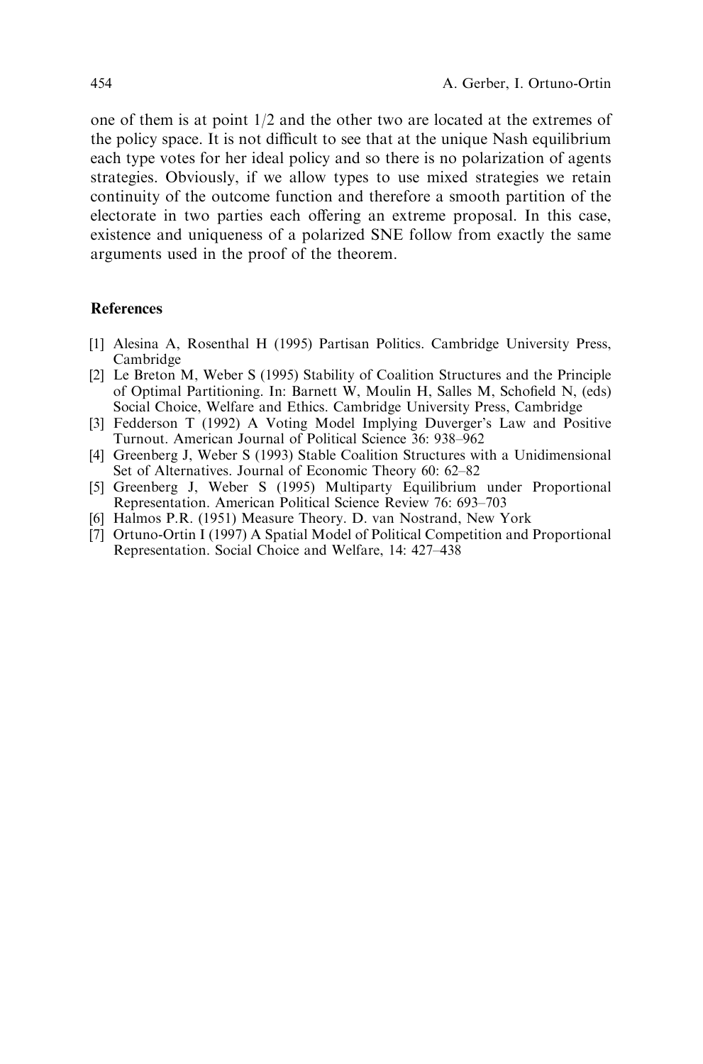one of them is at point $1/2$ and the other two are located at the extremes of the policy space. It is not difficult to see that at the unique Nash equilibrium each type votes for her ideal policy and so there is no polarization of agents strategies. Obviously, if we allow types to use mixed strategies we retain continuity of the outcome function and therefore a smooth partition of the electorate in two parties each offering an extreme proposal. In this case, existence and uniqueness of a polarized SNE follow from exactly the same arguments used in the proof of the theorem.

## References

- [1] Alesina A, Rosenthal H (1995) Partisan Politics. Cambridge University Press, Cambridge
- [2] Le Breton M, Weber S (1995) Stability of Coalition Structures and the Principle of Optimal Partitioning. In: Barnett W, Moulin H, Salles M, Schofield N, (eds) Social Choice, Welfare and Ethics. Cambridge University Press, Cambridge
- [3] Fedderson T (1992) A Voting Model Implying Duverger's Law and Positive Turnout. American Journal of Political Science 36: 938–962
- [4] Greenberg J, Weber S (1993) Stable Coalition Structures with a Unidimensional Set of Alternatives. Journal of Economic Theory 60: 62–82
- [5] Greenberg J, Weber S (1995) Multiparty Equilibrium under Proportional Representation. American Political Science Review 76: 693–703
- [6] Halmos P.R. (1951) Measure Theory. D. van Nostrand, New York
- [7] Ortuno-Ortin I (1997) A Spatial Model of Political Competition and Proportional Representation. Social Choice and Welfare, 14: 427–438